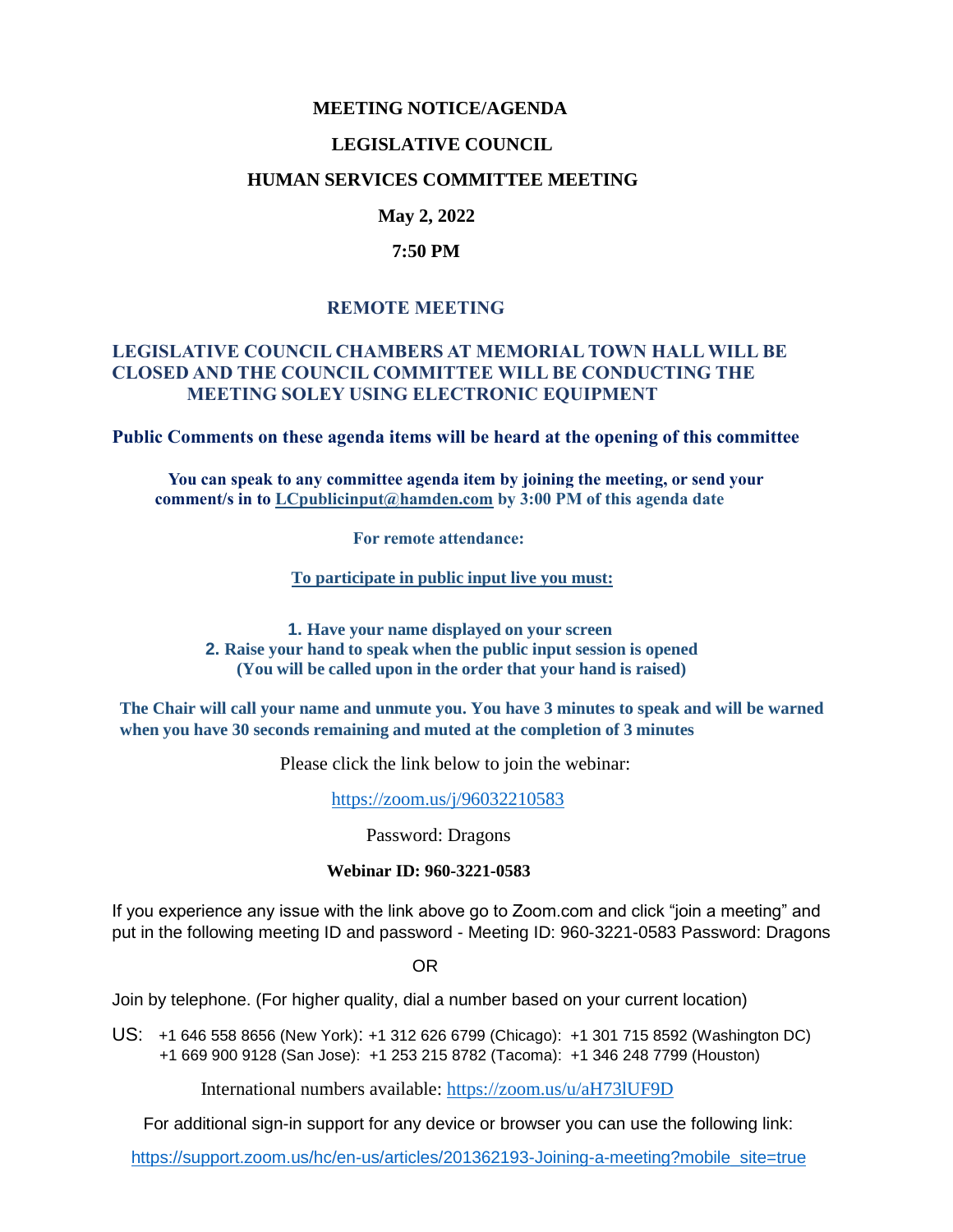# MEETING NOTICE/AGENDA

## LEGISLATIVE COUNCIL

## HUMAN SERVICES COMMITTEE MEETING

**May 2, 2022**

**7:50 PM**

### REMOTE MEETING

**LEGISLATIVE COUNCIL CHAMBERS AT MEMORIAL TOWN HALL WILL BE CLOSED AND THE COUNCIL COMMITTEE WILL BE CONDUCTING THE MEETING SOLEY USING ELECTRONIC EQUIPMENT**

**Public Comments on these agenda items will be heard at the opening of this committee**

**You can speak to any committee agenda item by joining the meeting, or send your comment/s in to LCpublicinput@hamden.com by 3:00 PM of this agenda date**

**For remote attendance:**

**To participate in public input live you must:**

1. **Have your name displayed on your screen**
2. **Raise your hand to speak when the public input session is opened (You will be called upon in the order that your hand is raised)**

**The Chair will call your name and unmute you. You have 3 minutes to speak and will be warned when you have 30 seconds remaining and muted at the completion of 3 minutes**

Please click the link below to join the webinar:

https://zoom.us/j/96032210583

Password: Dragons

**Webinar ID: 960-3221-0583**

If you experience any issue with the link above go to Zoom.com and click "join a meeting" and put in the following meeting ID and password - Meeting ID: 960-3221-0583 Password: Dragons

OR

Join by telephone. (For higher quality, dial a number based on your current location)

US: +1 646 558 8656 (New York): +1 312 626 6799 (Chicago): +1 301 715 8592 (Washington DC) +1 669 900 9128 (San Jose): +1 253 215 8782 (Tacoma): +1 346 248 7799 (Houston)

International numbers available: https://zoom.us/u/aH73lUF9D

For additional sign-in support for any device or browser you can use the following link:

https://support.zoom.us/hc/en-us/articles/201362193-Joining-a-meeting?mobile_site=true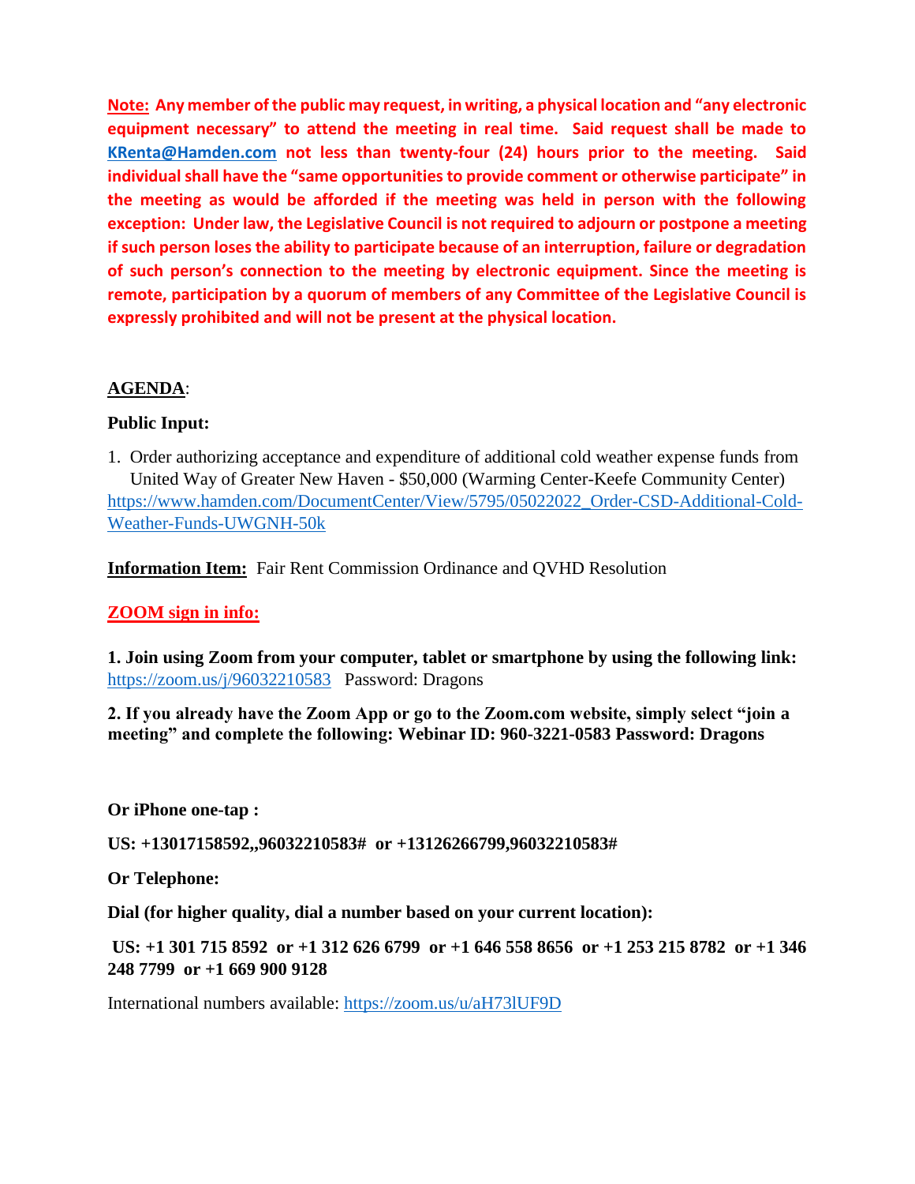**Note: Any member of the public may request, in writing, a physical location and "any electronic equipment necessary" to attend the meeting in real time. Said request shall be made to KRenta@Hamden.com not less than twenty-four (24) hours prior to the meeting. Said individual shall have the "same opportunities to provide comment or otherwise participate" in the meeting as would be afforded if the meeting was held in person with the following exception: Under law, the Legislative Council is not required to adjourn or postpone a meeting if such person loses the ability to participate because of an interruption, failure or degradation of such person's connection to the meeting by electronic equipment. Since the meeting is remote, participation by a quorum of members of any Committee of the Legislative Council is expressly prohibited and will not be present at the physical location.**

**AGENDA**:

**Public Input:**

1. Order authorizing acceptance and expenditure of additional cold weather expense funds from United Way of Greater New Haven - $50,000 (Warming Center-Keefe Community Center) https://www.hamden.com/DocumentCenter/View/5795/05022022_Order-CSD-Additional-Cold-Weather-Funds-UWGNH-50k

**Information Item:** Fair Rent Commission Ordinance and QVHD Resolution

**ZOOM sign in info:**

**1. Join using Zoom from your computer, tablet or smartphone by using the following link:** https://zoom.us/j/96032210583 Password: Dragons

**2. If you already have the Zoom App or go to the Zoom.com website, simply select "join a meeting" and complete the following: Webinar ID: 960-3221-0583 Password: Dragons**

**Or iPhone one-tap :**

**US: +13017158592,,96032210583# or +13126266799,96032210583#**

**Or Telephone:**

**Dial (for higher quality, dial a number based on your current location):**

**US: +1 301 715 8592 or +1 312 626 6799 or +1 646 558 8656 or +1 253 215 8782 or +1 346 248 7799 or +1 669 900 9128**

International numbers available: https://zoom.us/u/aH73lUF9D